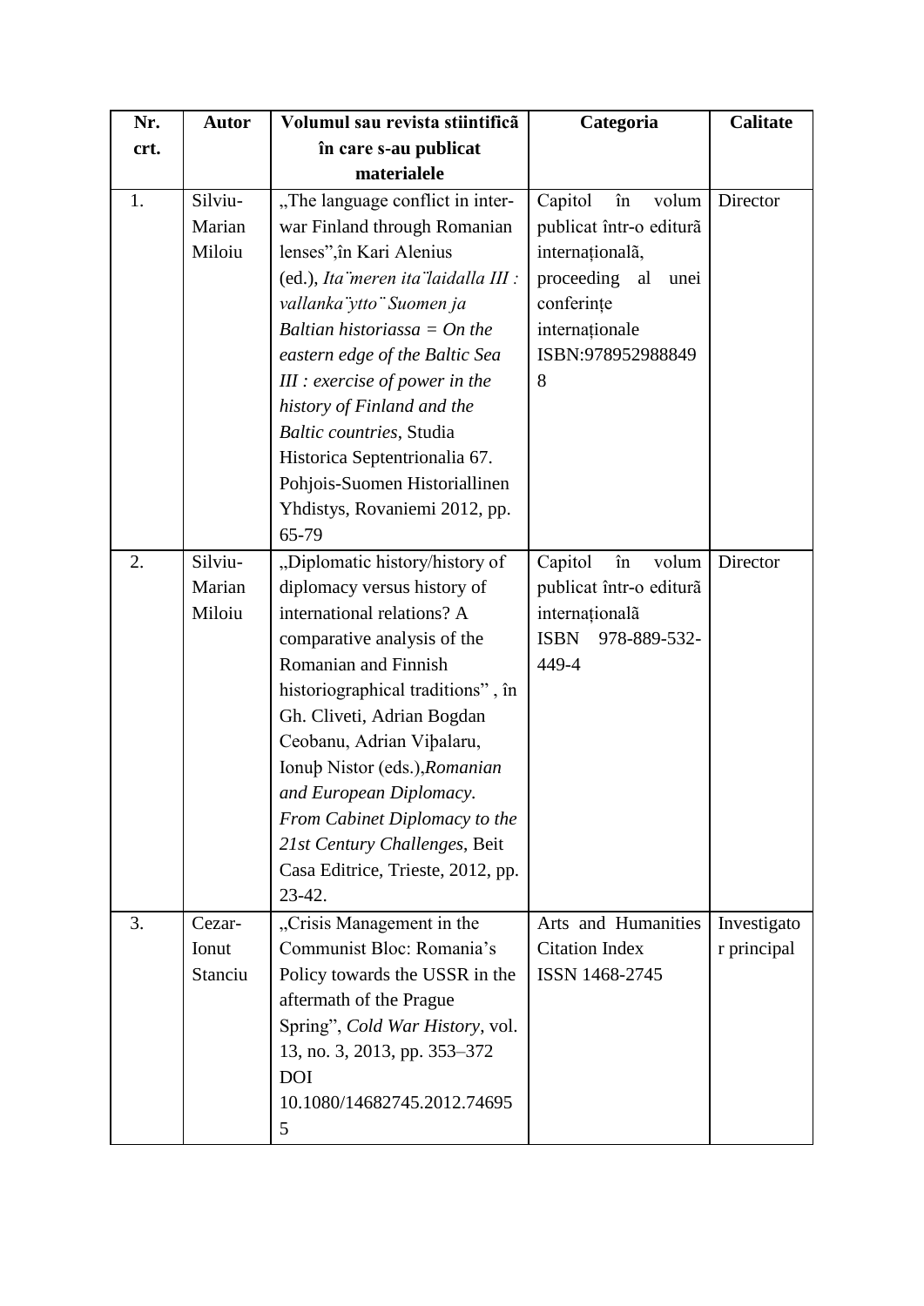| Nr. crt. | Autor | Volumul sau revista stiintificã în care s-au publicat materialele | Categoria | Calitate |
|---|---|---|---|---|
| 1. | Silviu-Marian Miloiu | „The language conflict in inter-war Finland through Romanian lenses",în Kari Alenius (ed.), *Ita¨meren ita¨laidalla III : vallanka¨ytto¨ Suomen ja Baltian historiassa = On the eastern edge of the Baltic Sea III : exercise of power in the history of Finland and the Baltic countries*, Studia Historica Septentrionalia 67. Pohjois-Suomen Historiallinen Yhdistys, Rovaniemi 2012, pp. 65-79 | Capitol în volum publicat într-o editurã internațională, proceeding al unei conferințe internaționale ISBN:9789529888498 | Director |
| 2. | Silviu-Marian Miloiu | „Diplomatic history/history of diplomacy versus history of international relations? A comparative analysis of the Romanian and Finnish historiographical traditions" , în Gh. Cliveti, Adrian Bogdan Ceobanu, Adrian Viþalaru, Ionuþ Nistor (eds.),*Romanian and European Diplomacy. From Cabinet Diplomacy to the 21st Century Challenges*, Beit Casa Editrice, Trieste, 2012, pp. 23-42. | Capitol în volum publicat într-o editurã internaționalã ISBN 978-889-532-449-4 | Director |
| 3. | Cezar-Ionut Stanciu | „Crisis Management in the Communist Bloc: Romania's Policy towards the USSR in the aftermath of the Prague Spring", *Cold War History*, vol. 13, no. 3, 2013, pp. 353–372 DOI 10.1080/14682745.2012.746955 | Arts and Humanities Citation Index ISSN 1468-2745 | Investigator principal |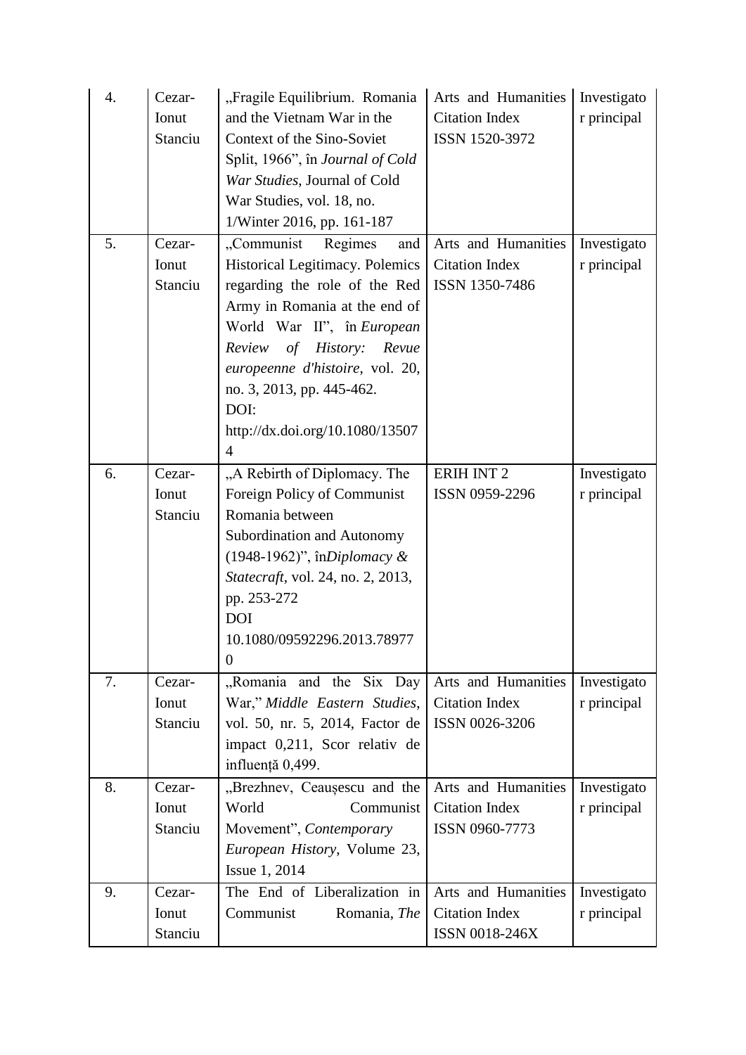| 4. | Cezar-Ionut Stanciu | „Fragile Equilibrium. Romania and the Vietnam War in the Context of the Sino-Soviet Split, 1966", în *Journal of Cold War Studies*, Journal of Cold War Studies, vol. 18, no. 1/Winter 2016, pp. 161-187 | Arts and Humanities Citation Index ISSN 1520-3972 | Investigator principal |
|---|---|---|---|---|
| 5. | Cezar-Ionut Stanciu | „Communist Regimes and Historical Legitimacy. Polemics regarding the role of the Red Army in Romania at the end of World War II", în *European Review of History: Revue europeenne d'histoire*, vol. 20, no. 3, 2013, pp. 445-462. DOI: http://dx.doi.org/10.1080/135074 | Arts and Humanities Citation Index ISSN 1350-7486 | Investigator principal |
| 6. | Cezar-Ionut Stanciu | „A Rebirth of Diplomacy. The Foreign Policy of Communist Romania between Subordination and Autonomy (1948-1962)", în*Diplomacy & Statecraft*, vol. 24, no. 2, 2013, pp. 253-272 DOI 10.1080/09592296.2013.789770 | ERIH INT 2 ISSN 0959-2296 | Investigator principal |
| 7. | Cezar-Ionut Stanciu | „Romania and the Six Day War," *Middle Eastern Studies*, vol. 50, nr. 5, 2014, Factor de impact 0,211, Scor relativ de influență 0,499. | Arts and Humanities Citation Index ISSN 0026-3206 | Investigator principal |
| 8. | Cezar-Ionut Stanciu | „Brezhnev, Ceaușescu and the World Communist Movement", *Contemporary European History*, Volume 23, Issue 1, 2014 | Arts and Humanities Citation Index ISSN 0960-7773 | Investigator principal |
| 9. | Cezar-Ionut Stanciu | The End of Liberalization in Communist Romania, *The* | Arts and Humanities Citation Index ISSN 0018-246X | Investigator principal |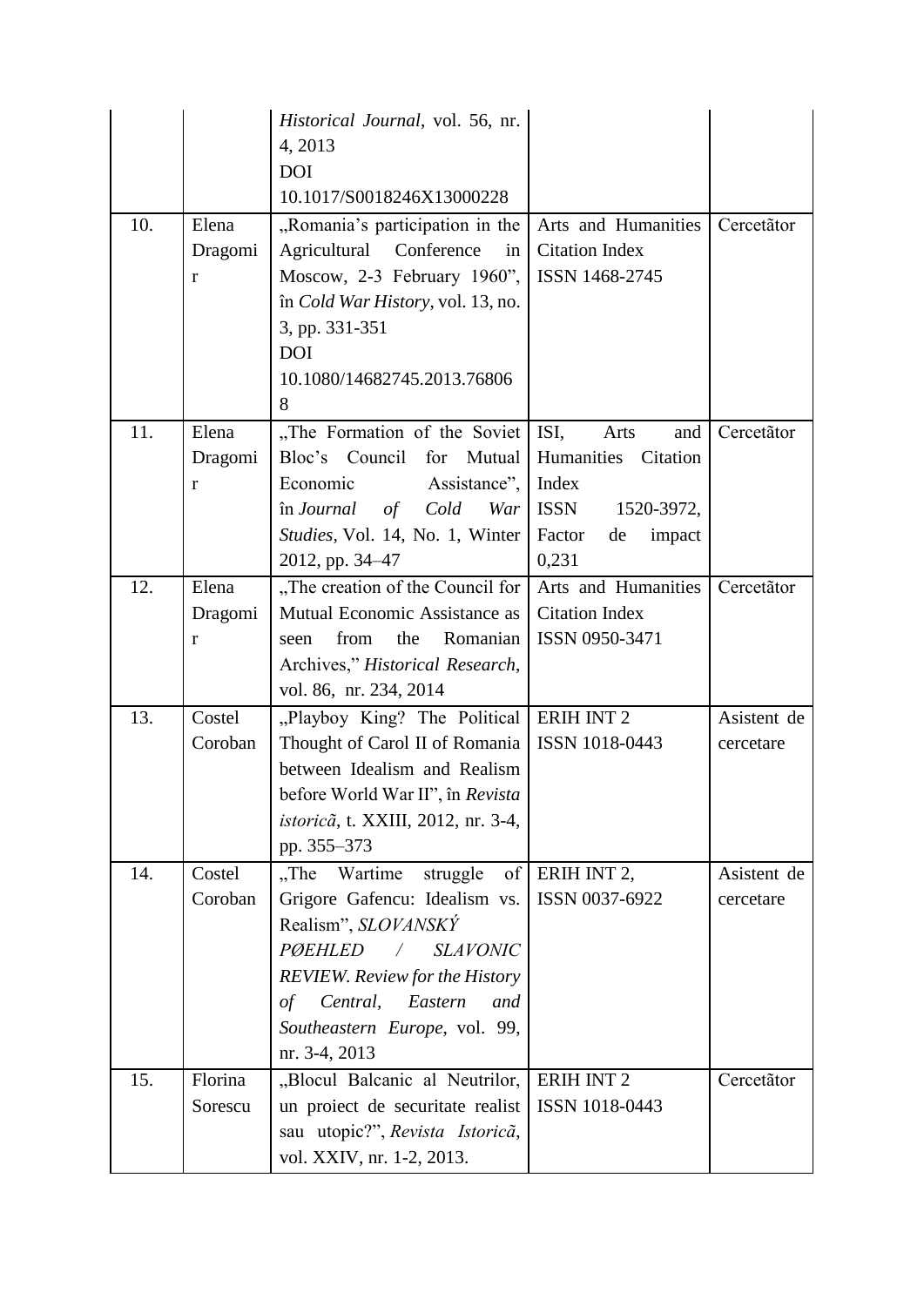| | | | | |
|---|---|---|---|---|
| | | *Historical Journal*, vol. 56, nr. 4, 2013 DOI 10.1017/S0018246X13000228 | | |
| 10. | Elena Dragomir | „Romania's participation in the Agricultural Conference in Moscow, 2-3 February 1960", în *Cold War History*, vol. 13, no. 3, pp. 331-351 DOI 10.1080/14682745.2013.768068 | Arts and Humanities Citation Index ISSN 1468-2745 | Cercetãtor |
| 11. | Elena Dragomir | „The Formation of the Soviet Bloc's Council for Mutual Economic Assistance", în *Journal of Cold War Studies*, Vol. 14, No. 1, Winter 2012, pp. 34–47 | ISI, Arts and Humanities Citation Index ISSN 1520-3972, Factor de impact 0,231 | Cercetãtor |
| 12. | Elena Dragomir | „The creation of the Council for Mutual Economic Assistance as seen from the Romanian Archives," *Historical Research*, vol. 86, nr. 234, 2014 | Arts and Humanities Citation Index ISSN 0950-3471 | Cercetãtor |
| 13. | Costel Coroban | „Playboy King? The Political Thought of Carol II of Romania between Idealism and Realism before World War II", în *Revista istoricã*, t. XXIII, 2012, nr. 3-4, pp. 355–373 | ERIH INT 2 ISSN 1018-0443 | Asistent de cercetare |
| 14. | Costel Coroban | „The Wartime struggle of Grigore Gafencu: Idealism vs. Realism", *SLOVANSKÝ PØEHLED / SLAVONIC REVIEW. Review for the History of Central, Eastern and Southeastern Europe*, vol. 99, nr. 3-4, 2013 | ERIH INT 2, ISSN 0037-6922 | Asistent de cercetare |
| 15. | Florina Sorescu | „Blocul Balcanic al Neutrilor, un proiect de securitate realist sau utopic?", *Revista Istoricã*, vol. XXIV, nr. 1-2, 2013. | ERIH INT 2 ISSN 1018-0443 | Cercetãtor |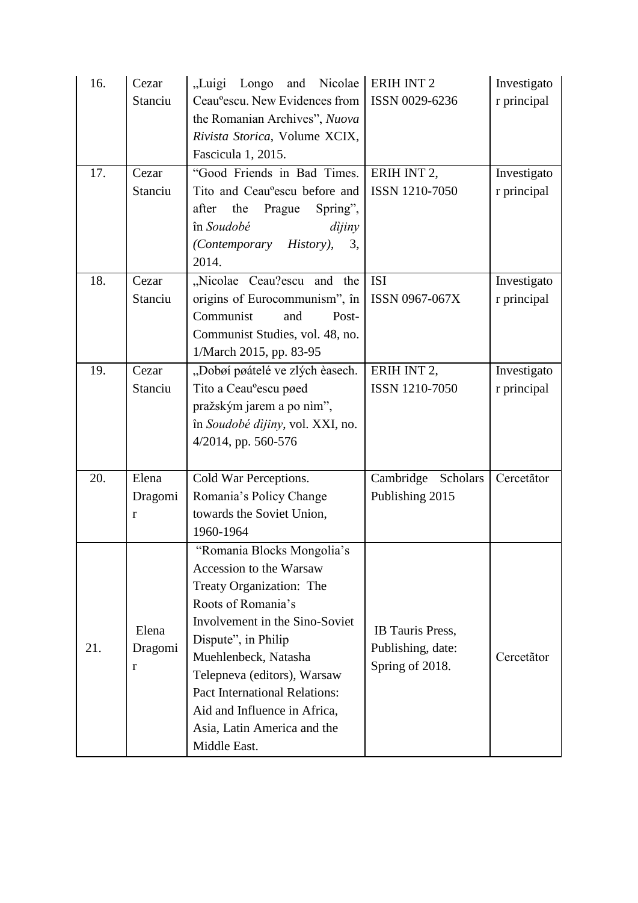| | | | | |
|---|---|---|---|---|
| 16. | Cezar Stanciu | „Luigi Longo and Nicolae Ceauºescu. New Evidences from the Romanian Archives", *Nuova Rivista Storica*, Volume XCIX, Fascicula 1, 2015. | ERIH INT 2<br>ISSN 0029-6236 | Investigator principal |
| 17. | Cezar Stanciu | "Good Friends in Bad Times. Tito and Ceauºescu before and after the Prague Spring", în *Soudobé dìjiny (Contemporary History)*, 3, 2014. | ERIH INT 2,<br>ISSN 1210-7050 | Investigator principal |
| 18. | Cezar Stanciu | „Nicolae Ceau?escu and the origins of Eurocommunism", în Communist and Post-Communist Studies, vol. 48, no. 1/March 2015, pp. 83-95 | ISI<br>ISSN 0967-067X | Investigator principal |
| 19. | Cezar Stanciu | „Dobøí pøátelé ve zlých èasech. Tito a Ceauºescu pøed pražským jarem a po nìm", în *Soudobé dìjiny*, vol. XXI, no. 4/2014, pp. 560-576 | ERIH INT 2,<br>ISSN 1210-7050 | Investigator principal |
| 20. | Elena Dragomir | Cold War Perceptions. Romania's Policy Change towards the Soviet Union, 1960-1964 | Cambridge Scholars Publishing 2015 | Cercetãtor |
| 21. | Elena Dragomir | "Romania Blocks Mongolia's Accession to the Warsaw Treaty Organization: The Roots of Romania's Involvement in the Sino-Soviet Dispute", in Philip Muehlenbeck, Natasha Telepneva (editors), Warsaw Pact International Relations: Aid and Influence in Africa, Asia, Latin America and the Middle East. | IB Tauris Press, Publishing, date: Spring of 2018. | Cercetãtor |